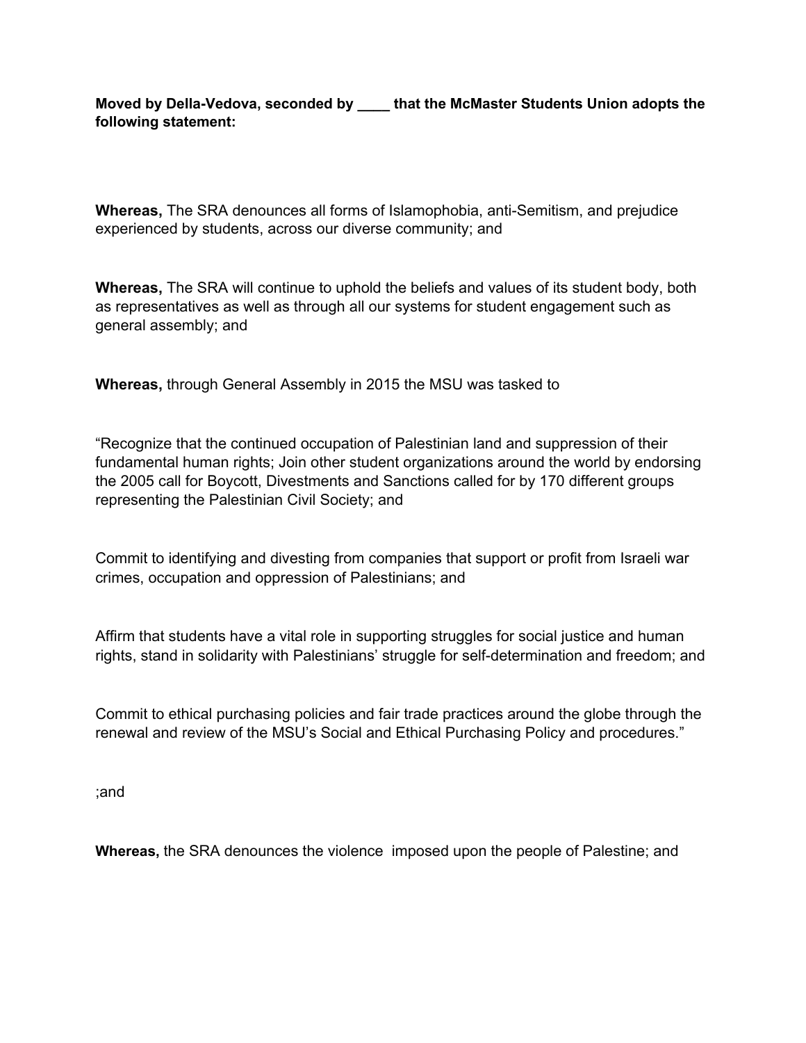**Moved by Della-Vedova, seconded by ____ that the McMaster Students Union adopts the following statement:**

**Whereas,** The SRA denounces all forms of Islamophobia, anti-Semitism, and prejudice experienced by students, across our diverse community; and

**Whereas,** The SRA will continue to uphold the beliefs and values of its student body, both as representatives as well as through all our systems for student engagement such as general assembly; and

**Whereas,** through General Assembly in 2015 the MSU was tasked to

"Recognize that the continued occupation of Palestinian land and suppression of their fundamental human rights; Join other student organizations around the world by endorsing the 2005 call for Boycott, Divestments and Sanctions called for by 170 different groups representing the Palestinian Civil Society; and

Commit to identifying and divesting from companies that support or profit from Israeli war crimes, occupation and oppression of Palestinians; and

Affirm that students have a vital role in supporting struggles for social justice and human rights, stand in solidarity with Palestinians' struggle for self-determination and freedom; and

Commit to ethical purchasing policies and fair trade practices around the globe through the renewal and review of the MSU's Social and Ethical Purchasing Policy and procedures."

;and

**Whereas,** the SRA denounces the violence imposed upon the people of Palestine; and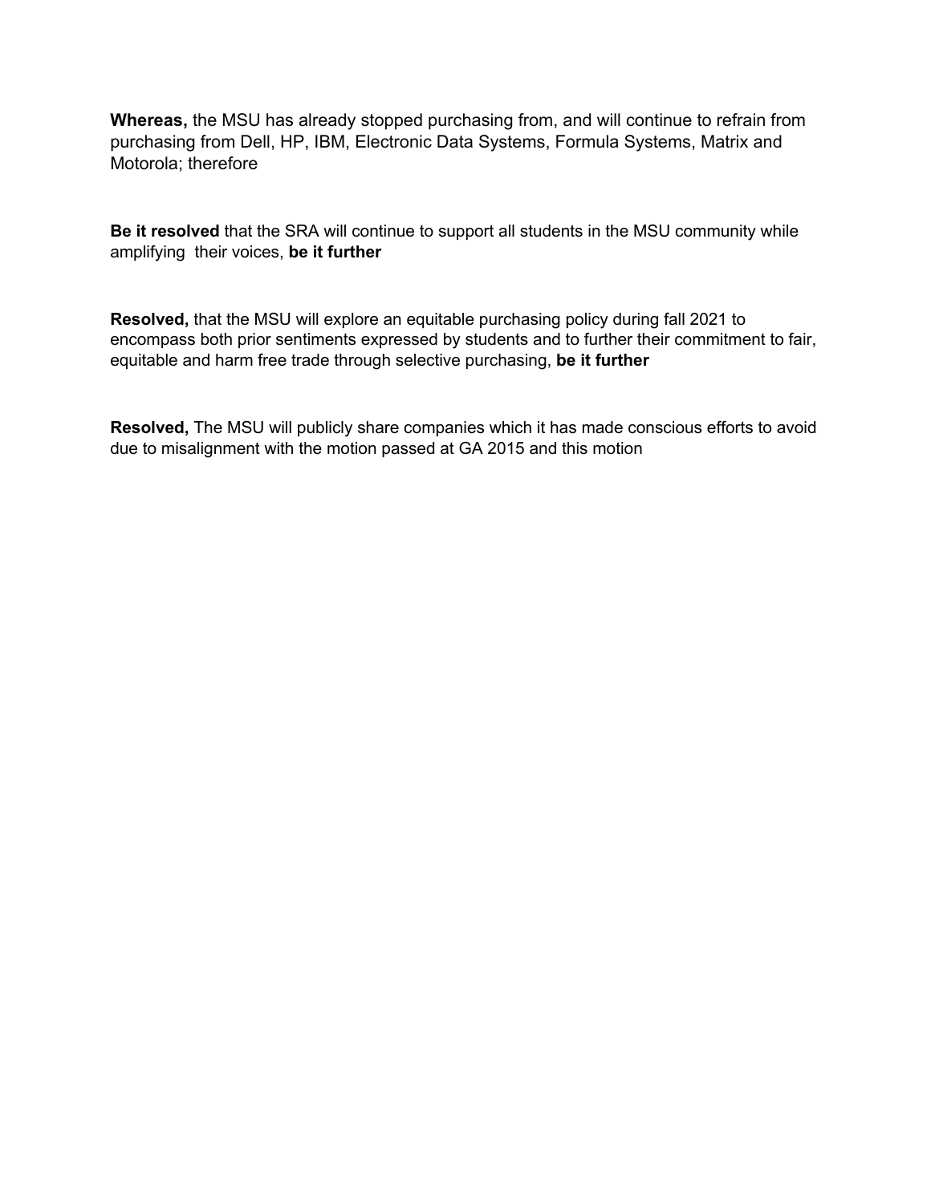**Whereas,** the MSU has already stopped purchasing from, and will continue to refrain from purchasing from Dell, HP, IBM, Electronic Data Systems, Formula Systems, Matrix and Motorola; therefore

**Be it resolved** that the SRA will continue to support all students in the MSU community while amplifying their voices, **be it further**

**Resolved,** that the MSU will explore an equitable purchasing policy during fall 2021 to encompass both prior sentiments expressed by students and to further their commitment to fair, equitable and harm free trade through selective purchasing, **be it further**

**Resolved,** The MSU will publicly share companies which it has made conscious efforts to avoid due to misalignment with the motion passed at GA 2015 and this motion